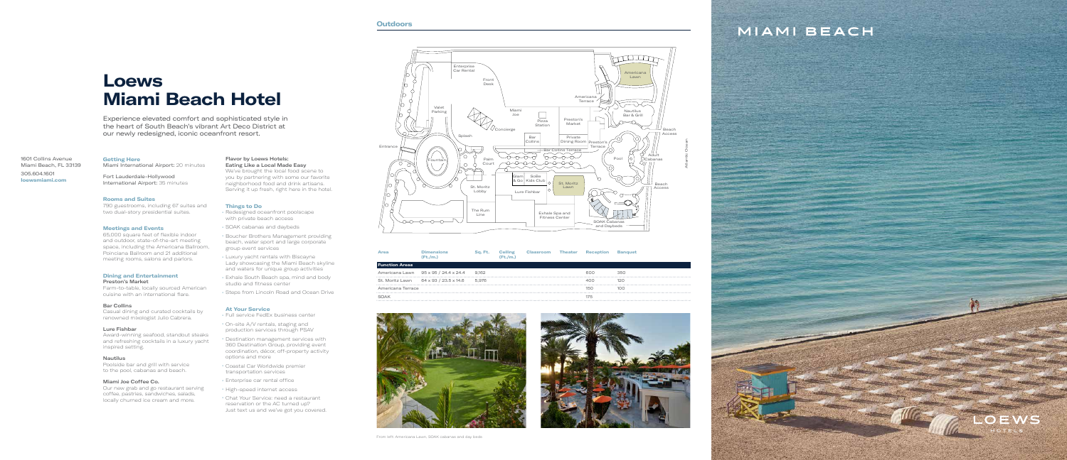# Loews Miami Beach Hotel

Experience elevated comfort and sophisticated style in the heart of South Beach's vibrant Art Deco District at our newly redesigned, iconic oceanfront resort.

1601 Collins Avenue
Miami Beach, FL 33139

305.604.1601
**loewsmiami.com**

### Getting Here

Miami International Airport: 20 minutes

Fort Lauderdale-Hollywood International Airport: 35 minutes

### Rooms and Suites

790 guestrooms, including 67 suites and two dual-story presidential suites.

### Meetings and Events

65,000 square feet of flexible indoor and outdoor, state-of-the-art meeting space, including the Americana Ballroom, Poinciana Ballroom and 21 additional meeting rooms, salons and parlors.

### Dining and Entertainment

**Preston's Market**
Farm-to-table, locally sourced American cuisine with an international flare.

**Bar Collins**
Casual dining and curated cocktails by renowned mixologist Julio Cabrera.

**Lure Fishbar**
Award-winning seafood, standout steaks and refreshing cocktails in a luxury yacht inspired setting.

**Nautilus**
Poolside bar and grill with service to the pool, cabanas and beach.

**Miami Joe Coffee Co.**
Our new grab and go restaurant serving coffee, pastries, sandwiches, salads, locally churned ice cream and more.

**Flavor by Loews Hotels: Eating Like a Local Made Easy**
We've brought the local food scene to you by partnering with some our favorite neighborhood food and drink artisans. Serving it up fresh, right here in the hotel.

### Things to Do

- Redesigned oceanfront poolscape with private beach access
- SOAK cabanas and daybeds
- Boucher Brothers Management providing beach, water sport and large corporate group event services
- Luxury yacht rentals with Biscayne Lady showcasing the Miami Beach skyline and waters for unique group activities
- Exhale South Beach spa, mind and body studio and fitness center
- Steps from Lincoln Road and Ocean Drive

### At Your Service

- Full service FedEx business center
- On-site A/V rentals, staging and production services through PSAV
- Destination management services with 360 Destination Group, providing event coordination, décor, off-property activity options and more
- Coastal Car Worldwide premier transportation services
- Enterprise car rental office
- High-speed internet access
- Chat Your Service: need a restaurant reservation or the AC turned up? Just text us and we've got you covered.

## Outdoors

| Area | Dimensions (Ft./m.) | Sq. Ft. | Ceiling (Ft./m.) | Classroom | Theater | Reception | Banquet |
|---|---|---|---|---|---|---|---|
| **Function Areas** | | | | | | | |
| Americana Lawn | 95 x 95 / 24.4 x 24.4 | 9,162 | | | | 600 | 350 |
| St. Moritz Lawn | 64 x 93 / 23.5 x 14.6 | 5,976 | | | | 400 | 120 |
| Americana Terrace | | | | | | 150 | 100 |
| SOAK | | | | | | 175 | |

From left: Americana Lawn, SOAK cabanas and day beds

MIAMI BEACH

LOEWS HOTELS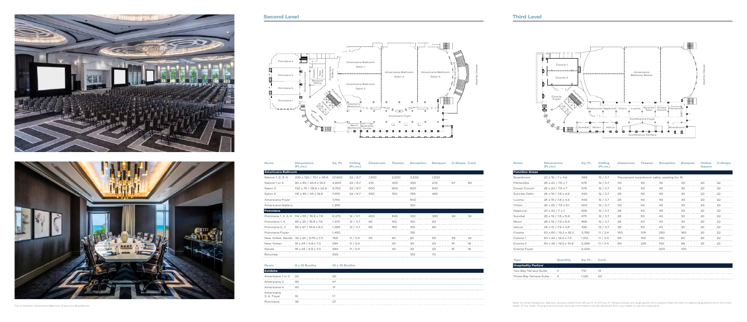Top to bottom: Americana Ballroom, Executive Boardroom

## Second Level

| Room | Dimensions (Ft./m.) | Sq. Ft. | Ceiling (Ft./m.) | Classroom | Theater | Reception | Banquet | U-Shape | Conf. |
|---|---|---|---|---|---|---|---|---|---|
| **Americana Ballroom** | | | | | | | | | |
| Salons 1, 2, 3, 4 | 230 x 120 / 70.1 x 36.6 | 27,600 | 22 / 6.7 | 1,500 | 2,500 | 2,830 | 1,530 | | |
| Salons 1 or 2 | 80 x 60 / 24.4 x 18.3 | 4,800 | 22 / 6.7 | 215 | 400 | 450 | 270 | 57 | 60 |
| Salon 3 | 130 x 75 / 39.6 x 22.9 | 9,750 | 22 / 6.7 | 600 | 900 | 800 | 540 | | |
| Salon 4 | 115 x 65 / 35 x 19.8 | 7,475 | 22 / 6.7 | 450 | 750 | 750 | 450 | | |
| Americana Foyer | | 7,740 | | | | 600 | | | |
| Americana Gallery | | 1,350 | | | | 100 | | | |
| **Poinciana** | | | | | | | | | |
| Poinciana 1, 2, 3, 4 | 114 x 55 / 16.8 x 7.6 | 6,270 | 12 / 3.7 | 400 | 640 | 100 | 380 | 28 | 32 |
| Poinciana 1, 4 | 55 x 25 / 16.8 x 7.6 | 1,375 | 12 / 3.7 | 85 | 150 | 150 | 80 | | |
| Poinciana 2, 3 | 55 x 27 / 16.8 x 8.2 | 1,485 | 12 / 3.7 | 85 | 150 | 150 | 80 | | |
| Poinciana Foyer | | 1,450 | | | | 125 | | | |
| New Yorker, Sands | 32 x 24 / 9.75 x 7.3 | 768 | 11 / 3.4 | 40 | 90 | 60 | 50 | 28 | 24 |
| New Yorker | 16 x 24 / 4.9 x 7.3 | 384 | 11 / 3.4 | | 30 | 30 | 20 | 15 | 18 |
| Sands | 16 x 24 / 4.9 x 7.3 | 384 | 11 / 3.4 | | 30 | 30 | 20 | 15 | 18 |
| Rotunda | | 500 | | | | 150 | 70 | | |

| Room | 8 x 10 Booths | 10 x 10 Booths |
|---|---|---|
| **Exhibits** | | |
| Americana 1 or 2 | 22 | 20 |
| Americana 3 | 55 | 47 |
| Americana 4 | 40 | 31 |
| Americana 3, 4, Foyer | 19 | 17 |
| Poinciana | 35 | 27 |

## Third Level

| Room | Dimensions (Ft./m.) | Sq. Ft. | Ceiling (Ft./m.) | Classroom | Theater | Reception | Banquet | Hollow Square | U-Shape |
|---|---|---|---|---|---|---|---|---|---|
| **Function Areas** | | | | | | | | | |
| Boardroom | 23 x 16 / 7 x 4.9 | 368 | 12 / 3.7 | Permanent boardroom table, seating for 16 | | | | | |
| Periwinkle | 25 x 23 / 7.6 x 7 | 575 | 12 / 3.7 | 30 | 50 | 40 | 30 | 20 | 22 |
| Crown Conch | 25 x 23 / 7.6 x 7 | 575 | 12 / 3.7 | 32 | 50 | 40 | 30 | 20 | 22 |
| Sunrise Tellin | 25 x 16 / 7.6 x 4.9 | 400 | 12 / 3.7 | 26 | 40 | 40 | 30 | 20 | 22 |
| Lucina | 25 x 16 / 7.6 x 4.9 | 400 | 12 / 3.7 | 26 | 40 | 40 | 30 | 20 | 22 |
| Triton | 25 x 20 / 7.6 x 6.1 | 500 | 12 / 3.7 | 30 | 40 | 40 | 30 | 20 | 22 |
| Neptune | 23 x 23 / 7 x 7 | 529 | 12 / 3.7 | 28 | 50 | 40 | 30 | 20 | 22 |
| Sundial | 25 x 19 / 7.6 x 5.8 | 475 | 12 / 3.7 | 26 | 50 | 40 | 30 | 20 | 22 |
| Moon | 26 x 18 / 7.9 x 5.5 | 468 | 12 / 3.7 | 26 | 50 | 40 | 30 | 20 | 22 |
| Venus | 26 x 15 / 7.9 x 4.6 | 390 | 12 / 3.7 | 26 | 50 | 40 | 30 | 20 | 22 |
| Cowrie | 63 x 60 / 19.2 x 18.3 | 3,780 | 11 / 3.4 | 150 | 374 | 250 | 180 | 20 | 22 |
| Cowrie 1 | 63 x 24 / 19.2 x 7.3 | 1,512 | 11 / 3.4 | 65 | 150 | 100 | 80 | 20 | 22 |
| Cowrie 2 | 63 x 36 / 19.2 x 10.9 | 2,268 | 11 / 3.4 | 80 | 225 | 150 | 98 | 20 | 22 |
| Cowrie Foyer | | 2,200 | | | | 200 | 100 | | |

| Type | Quantity | Sq. Ft. | Conf. |
|---|---|---|---|
| **Hospitality Parlors**[1] | | | |
| Two Bay Terrace Suite | 4 | 710 | 14 |
| Three Bay Terrace Suite | 3 | 1,120 | 20 |

[1]Ideal for small breakouts. Balcony access varies from 96 sq. ft. to 675 sq. ft. Terrace Suites are large guest room parlors that connect to adjoining guestrooms in the main tower of the hotel. Pricing and furniture removal information can be obtained from your sales or service executive.